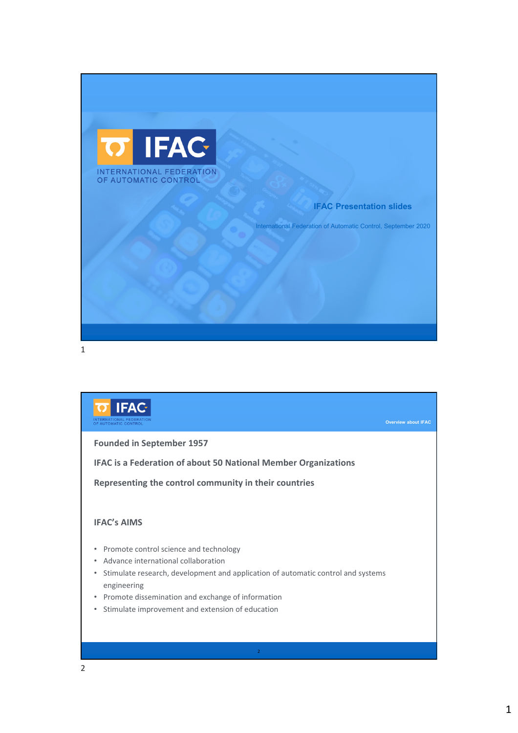INTERNATIONAL FEDERATION OF AUTOMATIC CONTROL

# IFAC Presentation slides

International Federation of Automatic Control, September 2020

---

Overview about IFAC

**Founded in September 1957**

**IFAC is a Federation of about 50 National Member Organizations**

**Representing the control community in their countries**

## IFAC's AIMS

- Promote control science and technology
- Advance international collaboration
- Stimulate research, development and application of automatic control and systems engineering
- Promote dissemination and exchange of information
- Stimulate improvement and extension of education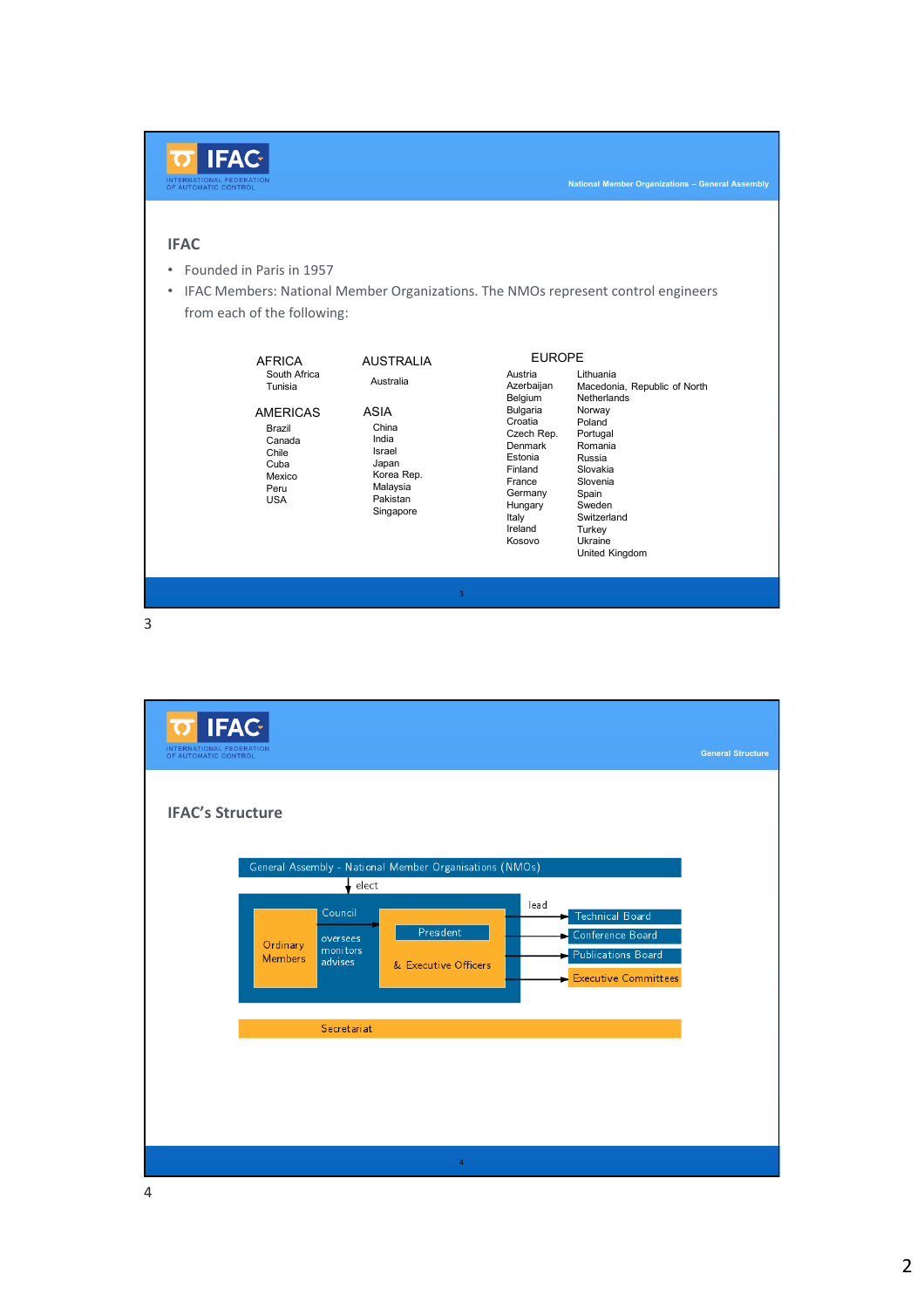## IFAC

- Founded in Paris in 1957
- IFAC Members: National Member Organizations. The NMOs represent control engineers from each of the following:

**AFRICA**
South Africa
Tunisia

**AUSTRALIA**
Australia

**AMERICAS**
Brazil
Canada
Chile
Cuba
Mexico
Peru
USA

**ASIA**
China
India
Israel
Japan
Korea Rep.
Malaysia
Pakistan
Singapore

**EUROPE**
Austria
Azerbaijan
Belgium
Bulgaria
Croatia
Czech Rep.
Denmark
Estonia
Finland
France
Germany
Hungary
Italy
Ireland
Kosovo
Lithuania
Macedonia, Republic of North
Netherlands
Norway
Poland
Portugal
Romania
Russia
Slovakia
Slovenia
Spain
Sweden
Switzerland
Turkey
Ukraine
United Kingdom

## IFAC's Structure

General Assembly - National Member Organisations (NMOs)

elect

Council: Ordinary Members; President & Executive Officers (oversees, monitors, advises)

lead: Technical Board, Conference Board, Publications Board, Executive Committees

Secretariat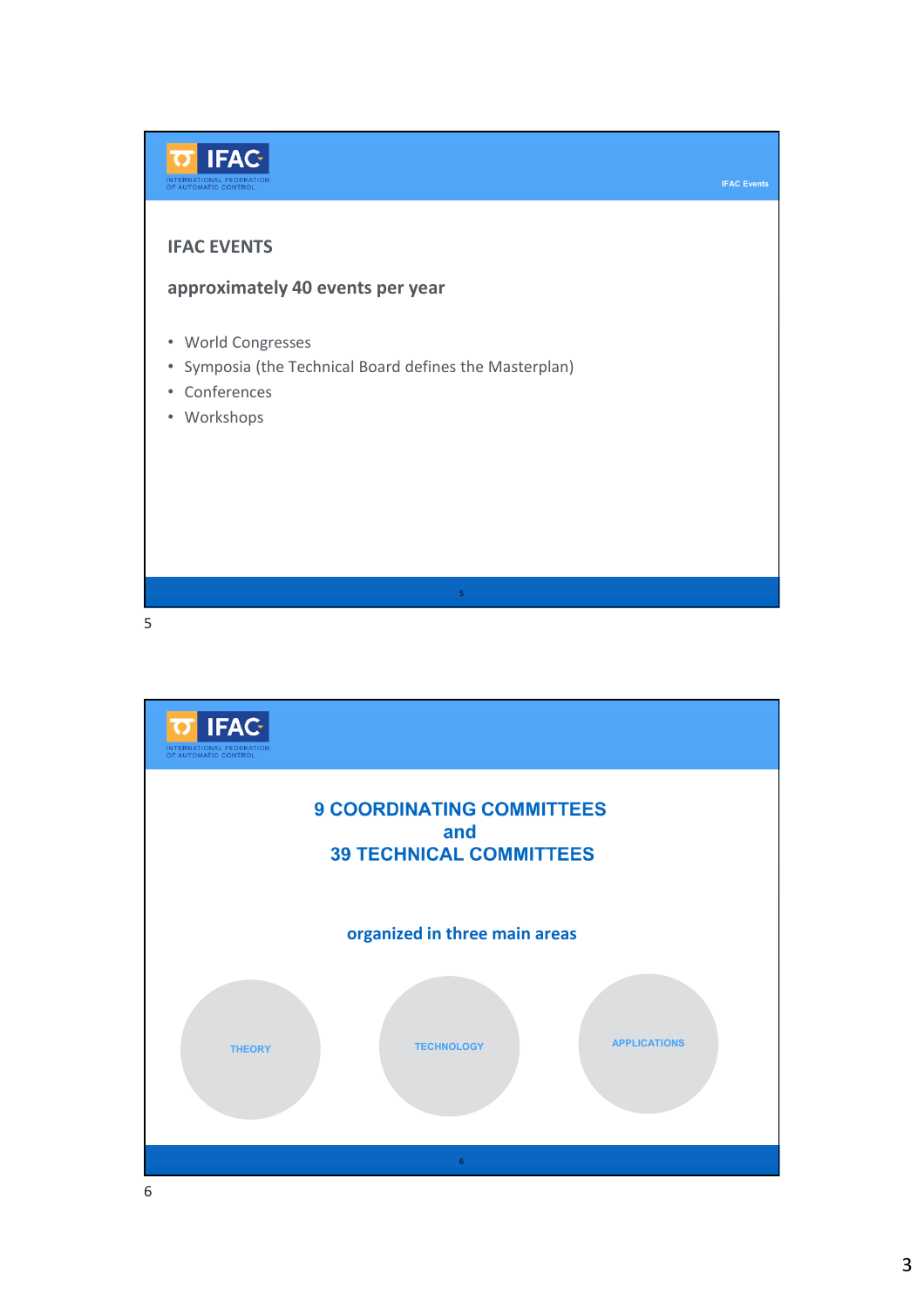## IFAC EVENTS

**approximately 40 events per year**

- World Congresses
- Symposia (the Technical Board defines the Masterplan)
- Conferences
- Workshops

## 9 COORDINATING COMMITTEES and 39 TECHNICAL COMMITTEES

**organized in three main areas**

THEORY

TECHNOLOGY

APPLICATIONS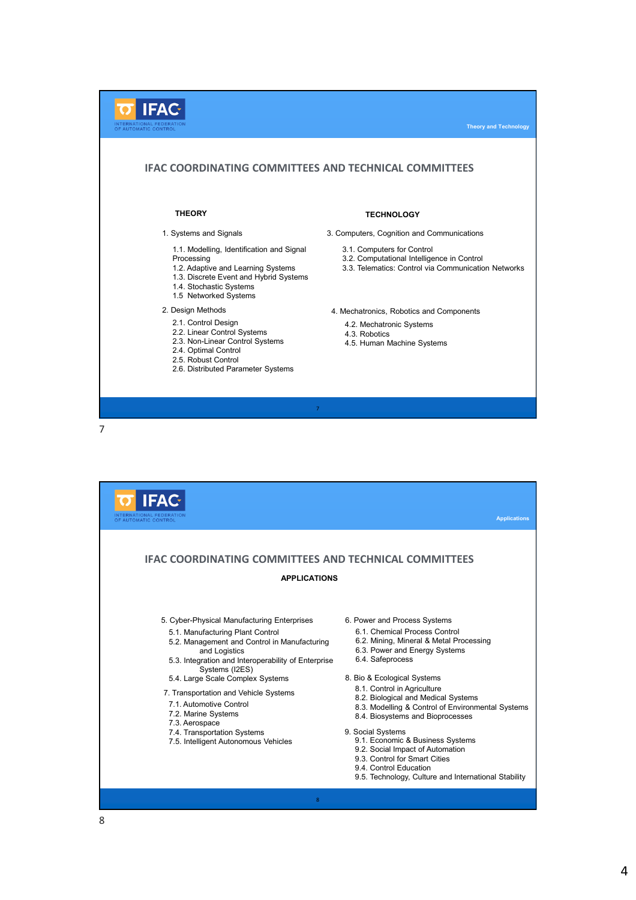## IFAC COORDINATING COMMITTEES AND TECHNICAL COMMITTEES

Theory and Technology

### THEORY

1. Systems and Signals
   - 1.1. Modelling, Identification and Signal Processing
   - 1.2. Adaptive and Learning Systems
   - 1.3. Discrete Event and Hybrid Systems
   - 1.4. Stochastic Systems
   - 1.5 Networked Systems

2. Design Methods
   - 2.1. Control Design
   - 2.2. Linear Control Systems
   - 2.3. Non-Linear Control Systems
   - 2.4. Optimal Control
   - 2.5. Robust Control
   - 2.6. Distributed Parameter Systems

### TECHNOLOGY

3. Computers, Cognition and Communications
   - 3.1. Computers for Control
   - 3.2. Computational Intelligence in Control
   - 3.3. Telematics: Control via Communication Networks

4. Mechatronics, Robotics and Components
   - 4.2. Mechatronic Systems
   - 4.3. Robotics
   - 4.5. Human Machine Systems

## IFAC COORDINATING COMMITTEES AND TECHNICAL COMMITTEES

Applications

### APPLICATIONS

5. Cyber-Physical Manufacturing Enterprises
   - 5.1. Manufacturing Plant Control
   - 5.2. Management and Control in Manufacturing and Logistics
   - 5.3. Integration and Interoperability of Enterprise Systems (I2ES)
   - 5.4. Large Scale Complex Systems

6. Power and Process Systems
   - 6.1. Chemical Process Control
   - 6.2. Mining, Mineral & Metal Processing
   - 6.3. Power and Energy Systems
   - 6.4. Safeprocess

7. Transportation and Vehicle Systems
   - 7.1. Automotive Control
   - 7.2. Marine Systems
   - 7.3. Aerospace
   - 7.4. Transportation Systems
   - 7.5. Intelligent Autonomous Vehicles

8. Bio & Ecological Systems
   - 8.1. Control in Agriculture
   - 8.2. Biological and Medical Systems
   - 8.3. Modelling & Control of Environmental Systems
   - 8.4. Biosystems and Bioprocesses

9. Social Systems
   - 9.1. Economic & Business Systems
   - 9.2. Social Impact of Automation
   - 9.3. Control for Smart Cities
   - 9.4. Control Education
   - 9.5. Technology, Culture and International Stability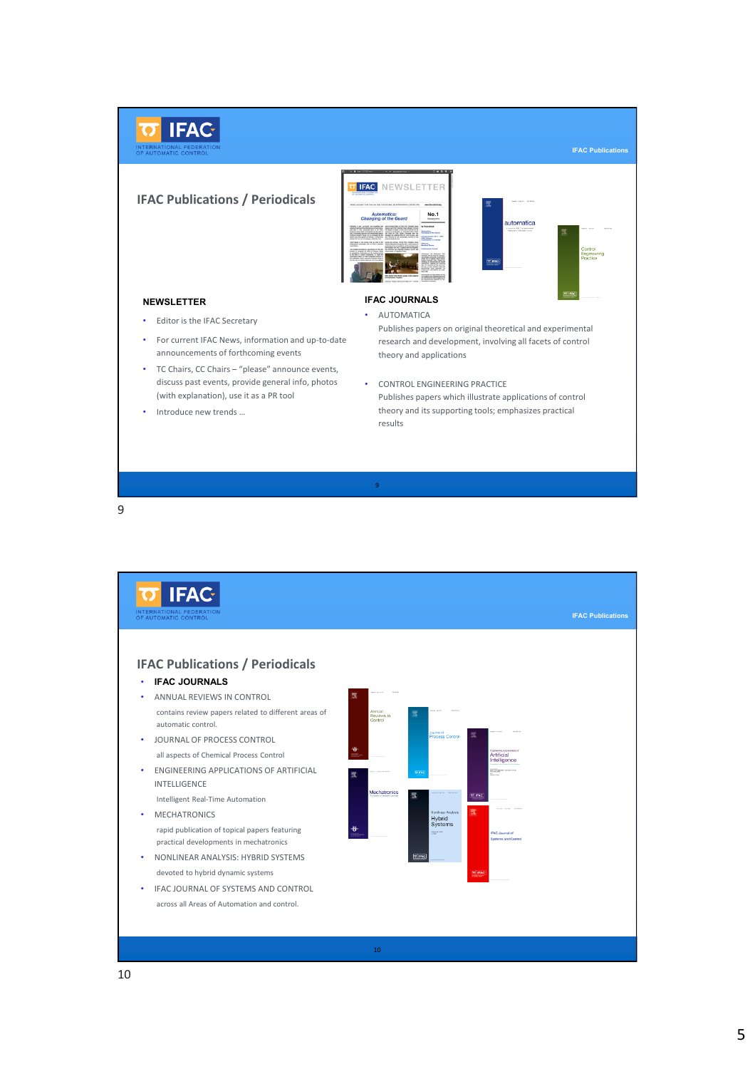## IFAC Publications / Periodicals

### NEWSLETTER

- Editor is the IFAC Secretary
- For current IFAC News, information and up-to-date announcements of forthcoming events
- TC Chairs, CC Chairs – "please" announce events, discuss past events, provide general info, photos (with explanation), use it as a PR tool
- Introduce new trends …

### IFAC JOURNALS

- AUTOMATICA
  Publishes papers on original theoretical and experimental research and development, involving all facets of control theory and applications
- CONTROL ENGINEERING PRACTICE
  Publishes papers which illustrate applications of control theory and its supporting tools; emphasizes practical results

## IFAC Publications / Periodicals

- **IFAC JOURNALS**
- ANNUAL REVIEWS IN CONTROL
  contains review papers related to different areas of automatic control.
- JOURNAL OF PROCESS CONTROL
  all aspects of Chemical Process Control
- ENGINEERING APPLICATIONS OF ARTIFICIAL INTELLIGENCE
  Intelligent Real-Time Automation
- MECHATRONICS
  rapid publication of topical papers featuring practical developments in mechatronics
- NONLINEAR ANALYSIS: HYBRID SYSTEMS
  devoted to hybrid dynamic systems
- IFAC JOURNAL OF SYSTEMS AND CONTROL
  across all Areas of Automation and control.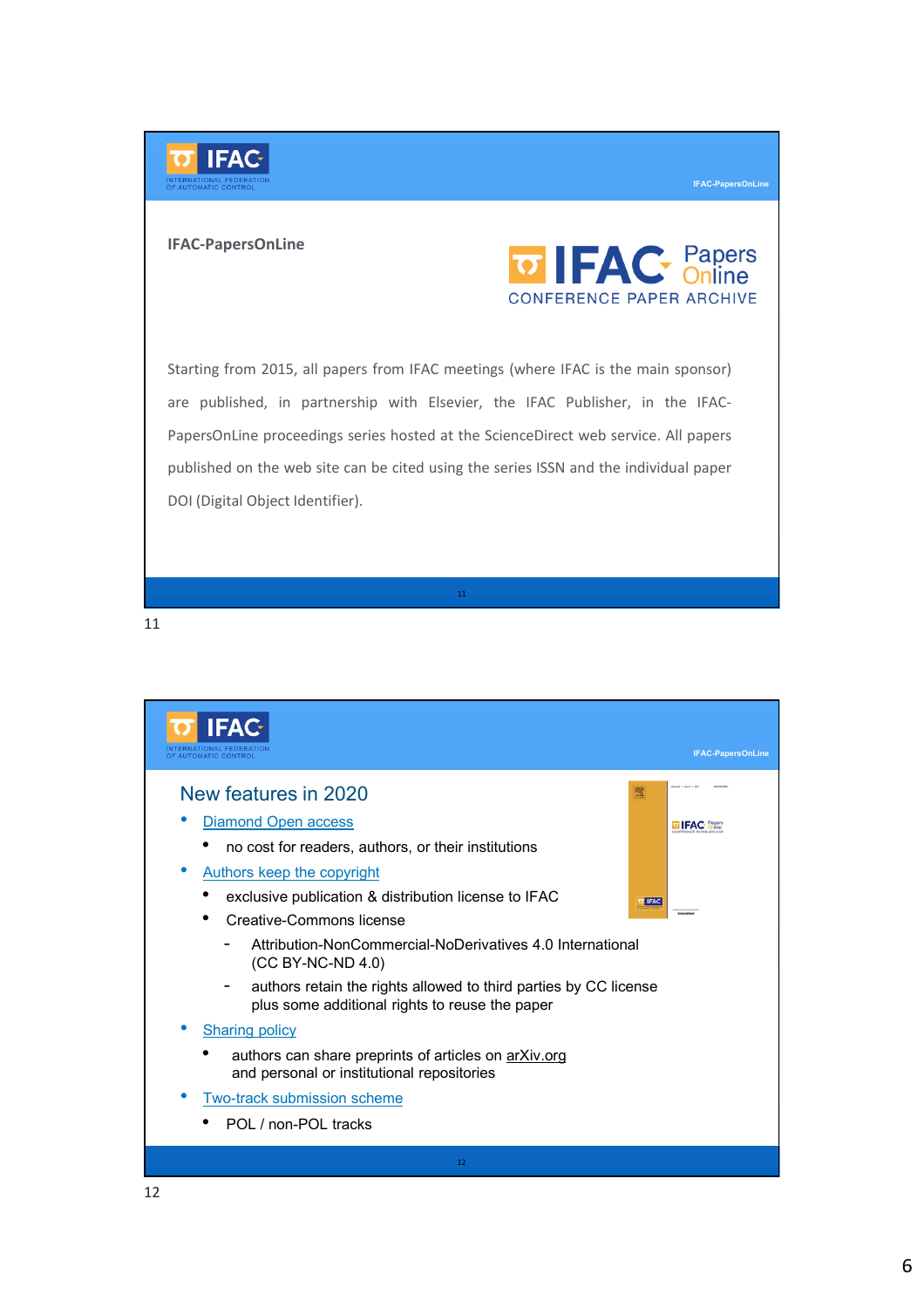## IFAC-PapersOnLine

IFAC Papers Online
CONFERENCE PAPER ARCHIVE

Starting from 2015, all papers from IFAC meetings (where IFAC is the main sponsor) are published, in partnership with Elsevier, the IFAC Publisher, in the IFAC-PapersOnLine proceedings series hosted at the ScienceDirect web service. All papers published on the web site can be cited using the series ISSN and the individual paper DOI (Digital Object Identifier).

## New features in 2020

- Diamond Open access
  - no cost for readers, authors, or their institutions
- Authors keep the copyright
  - exclusive publication & distribution license to IFAC
  - Creative-Commons license
    - Attribution-NonCommercial-NoDerivatives 4.0 International (CC BY-NC-ND 4.0)
    - authors retain the rights allowed to third parties by CC license plus some additional rights to reuse the paper
- Sharing policy
  - authors can share preprints of articles on arXiv.org and personal or institutional repositories
- Two-track submission scheme
  - POL / non-POL tracks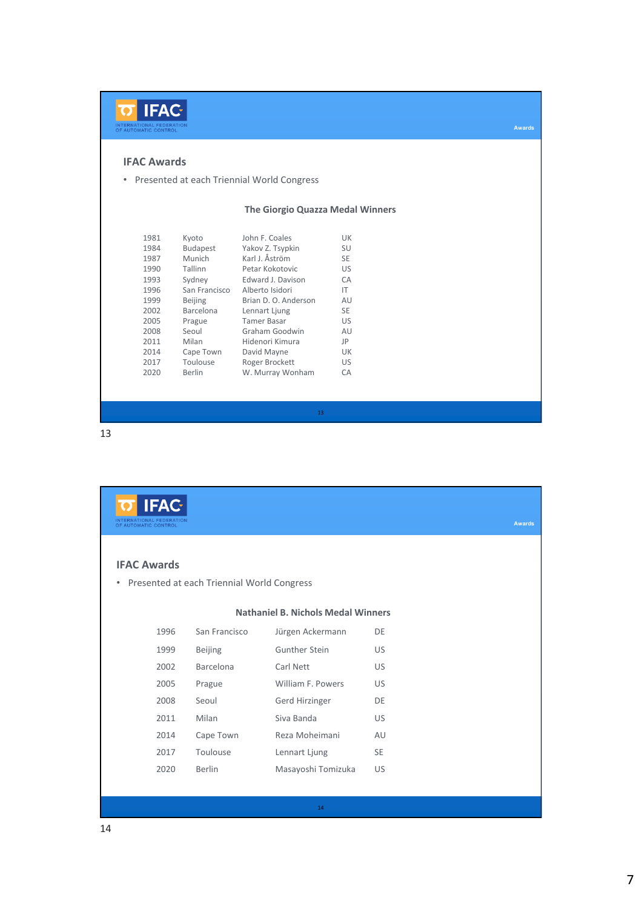## IFAC Awards

- Presented at each Triennial World Congress

### The Giorgio Quazza Medal Winners

| Year | City | Winner | Country |
|---|---|---|---|
| 1981 | Kyoto | John F. Coales | UK |
| 1984 | Budapest | Yakov Z. Tsypkin | SU |
| 1987 | Munich | Karl J. Åström | SE |
| 1990 | Tallinn | Petar Kokotovic | US |
| 1993 | Sydney | Edward J. Davison | CA |
| 1996 | San Francisco | Alberto Isidori | IT |
| 1999 | Beijing | Brian D. O. Anderson | AU |
| 2002 | Barcelona | Lennart Ljung | SE |
| 2005 | Prague | Tamer Basar | US |
| 2008 | Seoul | Graham Goodwin | AU |
| 2011 | Milan | Hidenori Kimura | JP |
| 2014 | Cape Town | David Mayne | UK |
| 2017 | Toulouse | Roger Brockett | US |
| 2020 | Berlin | W. Murray Wonham | CA |

## IFAC Awards

- Presented at each Triennial World Congress

### Nathaniel B. Nichols Medal Winners

| Year | City | Winner | Country |
|---|---|---|---|
| 1996 | San Francisco | Jürgen Ackermann | DE |
| 1999 | Beijing | Gunther Stein | US |
| 2002 | Barcelona | Carl Nett | US |
| 2005 | Prague | William F. Powers | US |
| 2008 | Seoul | Gerd Hirzinger | DE |
| 2011 | Milan | Siva Banda | US |
| 2014 | Cape Town | Reza Moheimani | AU |
| 2017 | Toulouse | Lennart Ljung | SE |
| 2020 | Berlin | Masayoshi Tomizuka | US |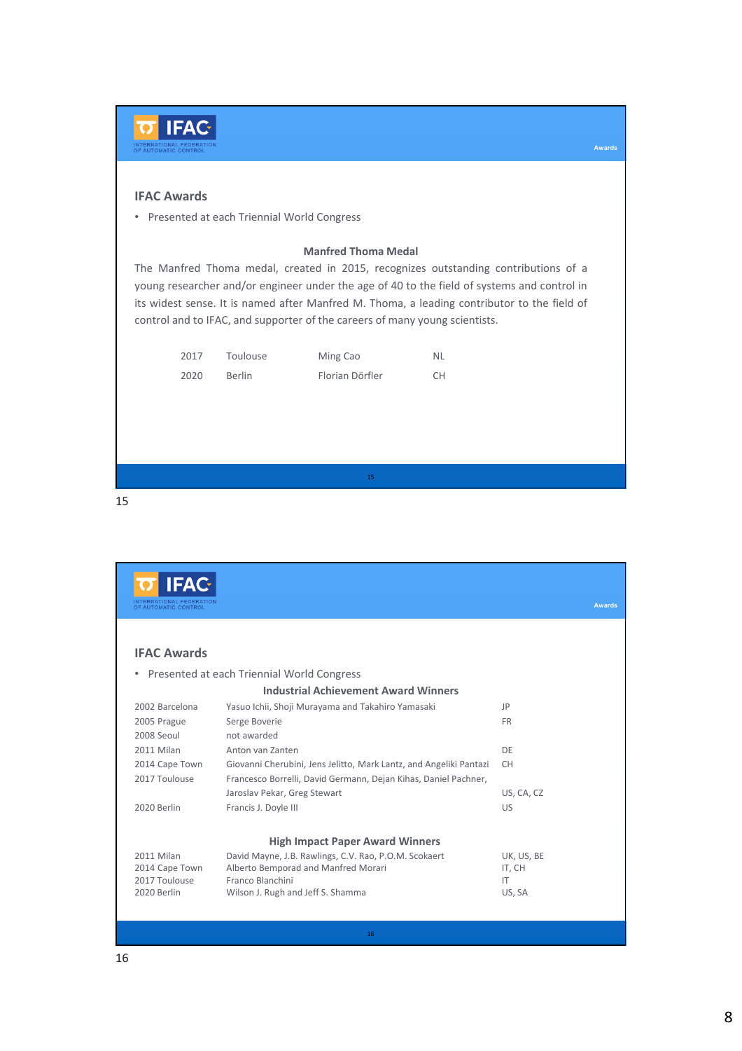## IFAC Awards

- Presented at each Triennial World Congress

### Manfred Thoma Medal

The Manfred Thoma medal, created in 2015, recognizes outstanding contributions of a young researcher and/or engineer under the age of 40 to the field of systems and control in its widest sense. It is named after Manfred M. Thoma, a leading contributor to the field of control and to IFAC, and supporter of the careers of many young scientists.

| | | | |
|---|---|---|---|
| 2017 | Toulouse | Ming Cao | NL |
| 2020 | Berlin | Florian Dörfler | CH |

## IFAC Awards

- Presented at each Triennial World Congress

### Industrial Achievement Award Winners

| | | |
|---|---|---|
| 2002 Barcelona | Yasuo Ichii, Shoji Murayama and Takahiro Yamasaki | JP |
| 2005 Prague | Serge Boverie | FR |
| 2008 Seoul | not awarded | |
| 2011 Milan | Anton van Zanten | DE |
| 2014 Cape Town | Giovanni Cherubini, Jens Jelitto, Mark Lantz, and Angeliki Pantazi | CH |
| 2017 Toulouse | Francesco Borrelli, David Germann, Dejan Kihas, Daniel Pachner, Jaroslav Pekar, Greg Stewart | US, CA, CZ |
| 2020 Berlin | Francis J. Doyle III | US |

### High Impact Paper Award Winners

| | | |
|---|---|---|
| 2011 Milan | David Mayne, J.B. Rawlings, C.V. Rao, P.O.M. Scokaert | UK, US, BE |
| 2014 Cape Town | Alberto Bemporad and Manfred Morari | IT, CH |
| 2017 Toulouse | Franco Blanchini | IT |
| 2020 Berlin | Wilson J. Rugh and Jeff S. Shamma | US, SA |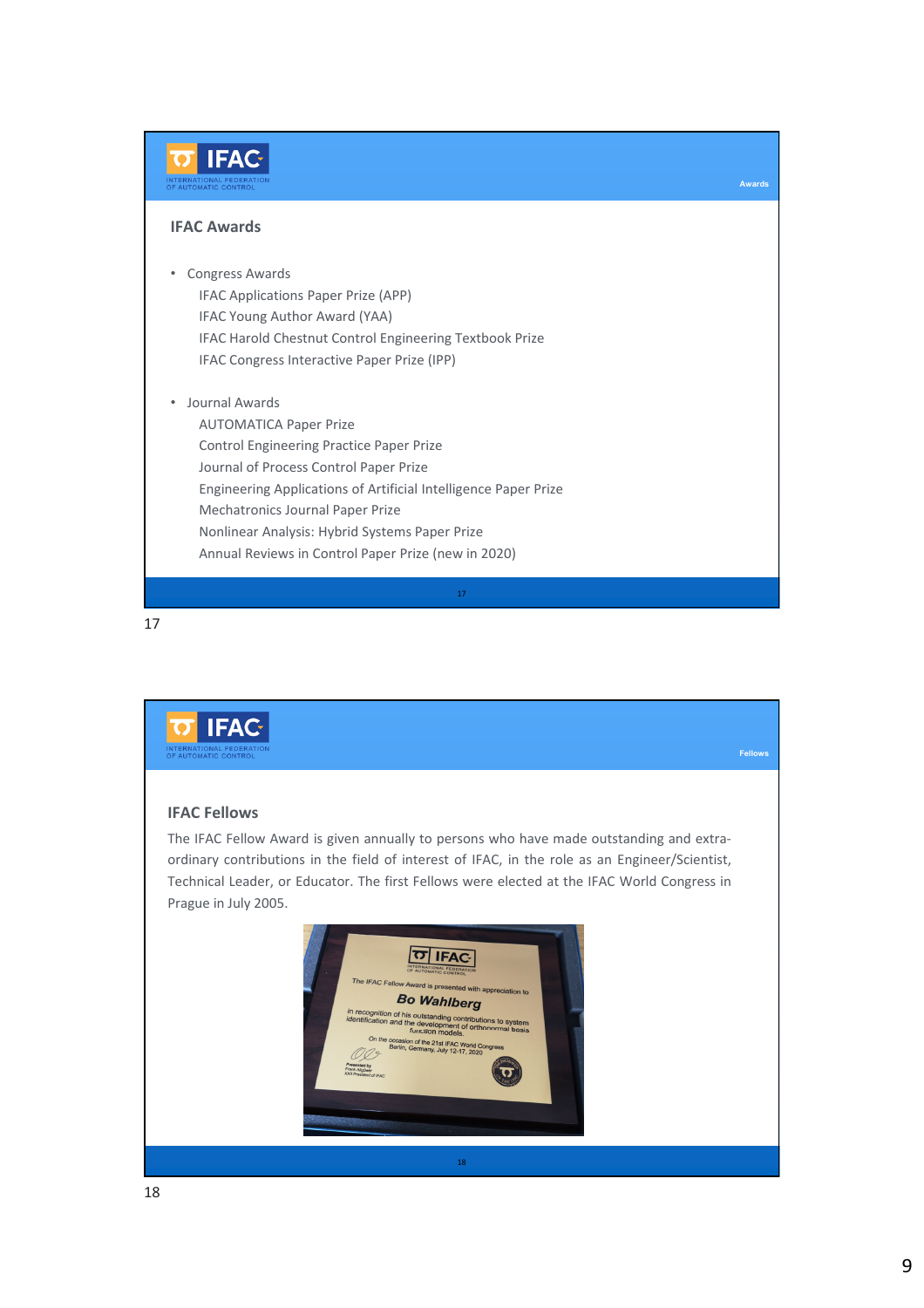## IFAC Awards

- Congress Awards
  - IFAC Applications Paper Prize (APP)
  - IFAC Young Author Award (YAA)
  - IFAC Harold Chestnut Control Engineering Textbook Prize
  - IFAC Congress Interactive Paper Prize (IPP)
- Journal Awards
  - AUTOMATICA Paper Prize
  - Control Engineering Practice Paper Prize
  - Journal of Process Control Paper Prize
  - Engineering Applications of Artificial Intelligence Paper Prize
  - Mechatronics Journal Paper Prize
  - Nonlinear Analysis: Hybrid Systems Paper Prize
  - Annual Reviews in Control Paper Prize (new in 2020)

## IFAC Fellows

The IFAC Fellow Award is given annually to persons who have made outstanding and extra-ordinary contributions in the field of interest of IFAC, in the role as an Engineer/Scientist, Technical Leader, or Educator. The first Fellows were elected at the IFAC World Congress in Prague in July 2005.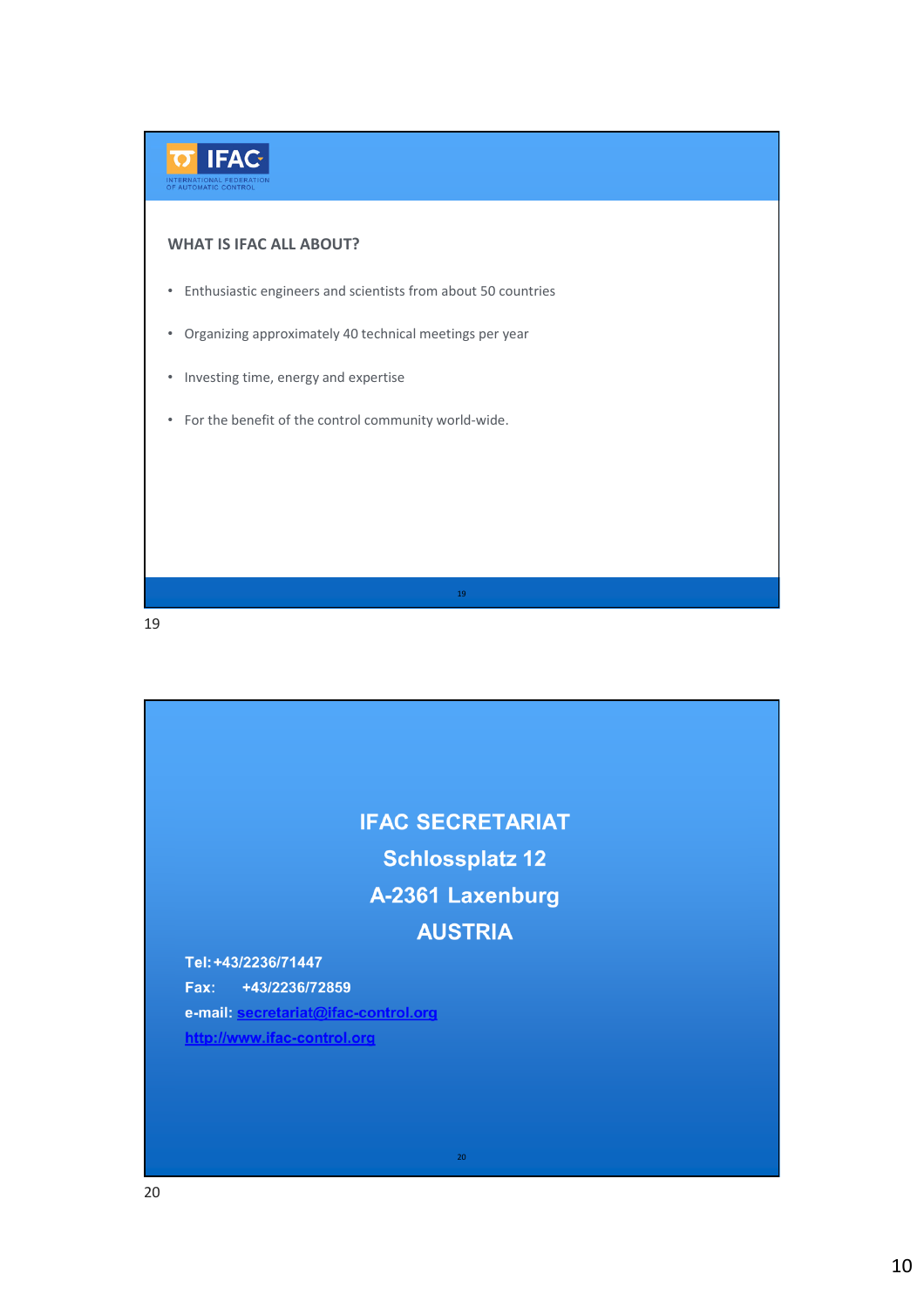IFAC
INTERNATIONAL FEDERATION OF AUTOMATIC CONTROL

## WHAT IS IFAC ALL ABOUT?

- Enthusiastic engineers and scientists from about 50 countries
- Organizing approximately 40 technical meetings per year
- Investing time, energy and expertise
- For the benefit of the control community world-wide.

## IFAC SECRETARIAT

**Schlossplatz 12**

**A-2361 Laxenburg**

**AUSTRIA**

**Tel:** +43/2236/71447

**Fax:** +43/2236/72859

**e-mail:** secretariat@ifac-control.org

http://www.ifac-control.org